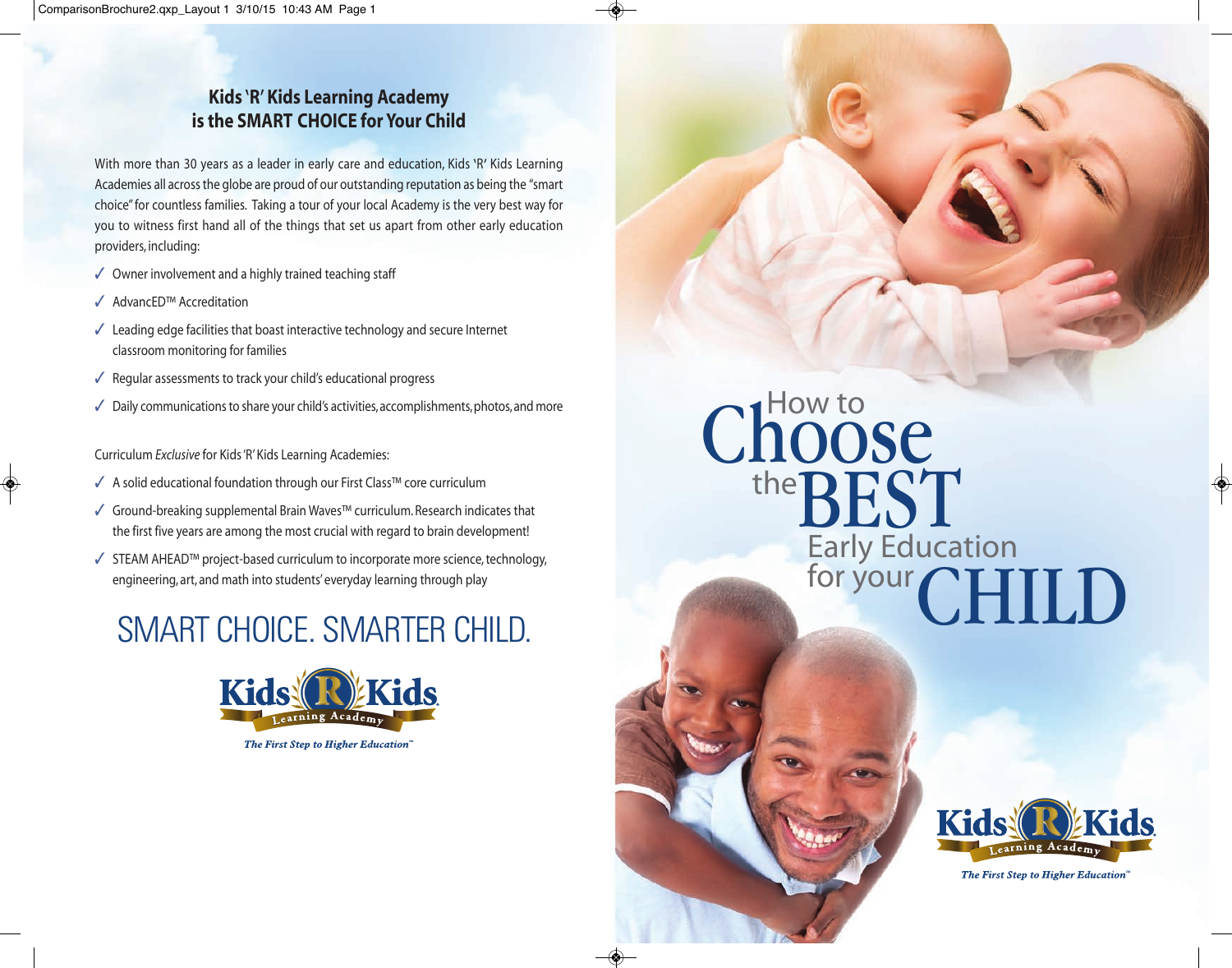## Kids 'R' Kids Learning Academy is the SMART CHOICE for Your Child

With more than 30 years as a leader in early care and education, Kids 'R' Kids Learning Academies all across the globe are proud of our outstanding reputation as being the "smart choice" for countless families. Taking a tour of your local Academy is the very best way for you to witness first hand all of the things that set us apart from other early education providers, including:

- ✓ Owner involvement and a highly trained teaching staff
- ✓ AdvancED™ Accreditation
- ✓ Leading edge facilities that boast interactive technology and secure Internet classroom monitoring for families
- ✓ Regular assessments to track your child's educational progress
- ✓ Daily communications to share your child's activities, accomplishments, photos, and more

Curriculum *Exclusive* for Kids 'R' Kids Learning Academies:

- ✓ A solid educational foundation through our First Class™ core curriculum
- ✓ Ground-breaking supplemental Brain Waves™ curriculum. Research indicates that the first five years are among the most crucial with regard to brain development!
- ✓ STEAM AHEAD™ project-based curriculum to incorporate more science, technology, engineering, art, and math into students' everyday learning through play

## SMART CHOICE. SMARTER CHILD.

Kids R Kids Learning Academy

*The First Step to Higher Education™*

# How to Choose the BEST Early Education for your CHILD

Kids R Kids Learning Academy

*The First Step to Higher Education™*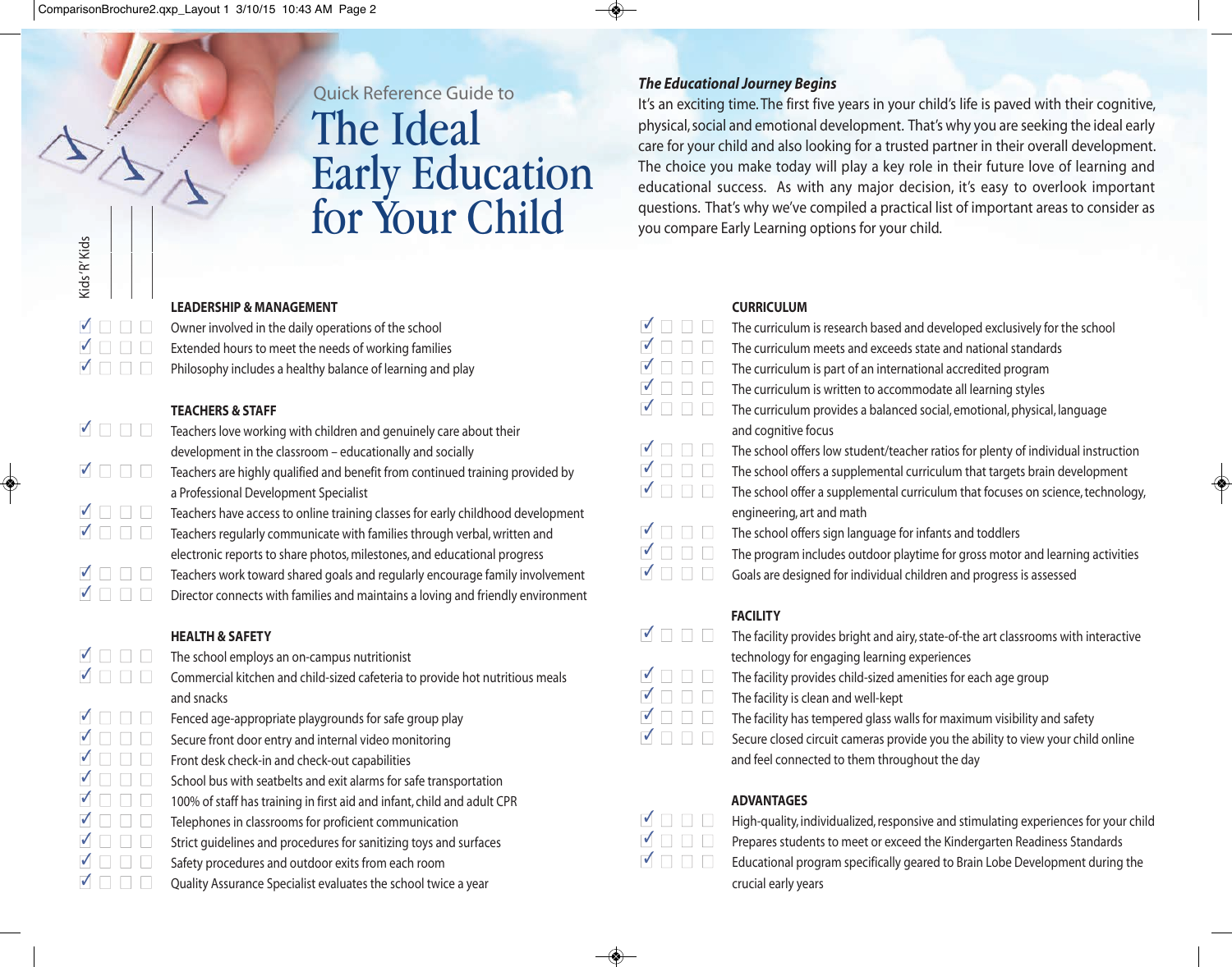Quick Reference Guide to

# The Ideal Early Education for Your Child

***The Educational Journey Begins***

It's an exciting time. The first five years in your child's life is paved with their cognitive, physical, social and emotional development. That's why you are seeking the ideal early care for your child and also looking for a trusted partner in their overall development. The choice you make today will play a key role in their future love of learning and educational success. As with any major decision, it's easy to overlook important questions. That's why we've compiled a practical list of important areas to consider as you compare Early Learning options for your child.

| Kids 'R' Kids | | | |
|---|---|---|---|
| **LEADERSHIP & MANAGEMENT** | | | |
| ✓ | ☐ | ☐ | Owner involved in the daily operations of the school |
| ✓ | ☐ | ☐ | Extended hours to meet the needs of working families |
| ✓ | ☐ | ☐ | Philosophy includes a healthy balance of learning and play |
| **TEACHERS & STAFF** | | | |
| ✓ | ☐ | ☐ | Teachers love working with children and genuinely care about their development in the classroom – educationally and socially |
| ✓ | ☐ | ☐ | Teachers are highly qualified and benefit from continued training provided by a Professional Development Specialist |
| ✓ | ☐ | ☐ | Teachers have access to online training classes for early childhood development |
| ✓ | ☐ | ☐ | Teachers regularly communicate with families through verbal, written and electronic reports to share photos, milestones, and educational progress |
| ✓ | ☐ | ☐ | Teachers work toward shared goals and regularly encourage family involvement |
| ✓ | ☐ | ☐ | Director connects with families and maintains a loving and friendly environment |
| **HEALTH & SAFETY** | | | |
| ✓ | ☐ | ☐ | The school employs an on-campus nutritionist |
| ✓ | ☐ | ☐ | Commercial kitchen and child-sized cafeteria to provide hot nutritious meals and snacks |
| ✓ | ☐ | ☐ | Fenced age-appropriate playgrounds for safe group play |
| ✓ | ☐ | ☐ | Secure front door entry and internal video monitoring |
| ✓ | ☐ | ☐ | Front desk check-in and check-out capabilities |
| ✓ | ☐ | ☐ | School bus with seatbelts and exit alarms for safe transportation |
| ✓ | ☐ | ☐ | 100% of staff has training in first aid and infant, child and adult CPR |
| ✓ | ☐ | ☐ | Telephones in classrooms for proficient communication |
| ✓ | ☐ | ☐ | Strict guidelines and procedures for sanitizing toys and surfaces |
| ✓ | ☐ | ☐ | Safety procedures and outdoor exits from each room |
| ✓ | ☐ | ☐ | Quality Assurance Specialist evaluates the school twice a year |
| **CURRICULUM** | | | |
| ✓ | ☐ | ☐ | The curriculum is research based and developed exclusively for the school |
| ✓ | ☐ | ☐ | The curriculum meets and exceeds state and national standards |
| ✓ | ☐ | ☐ | The curriculum is part of an international accredited program |
| ✓ | ☐ | ☐ | The curriculum is written to accommodate all learning styles |
| ✓ | ☐ | ☐ | The curriculum provides a balanced social, emotional, physical, language and cognitive focus |
| ✓ | ☐ | ☐ | The school offers low student/teacher ratios for plenty of individual instruction |
| ✓ | ☐ | ☐ | The school offers a supplemental curriculum that targets brain development |
| ✓ | ☐ | ☐ | The school offer a supplemental curriculum that focuses on science, technology, engineering, art and math |
| ✓ | ☐ | ☐ | The school offers sign language for infants and toddlers |
| ✓ | ☐ | ☐ | The program includes outdoor playtime for gross motor and learning activities |
| ✓ | ☐ | ☐ | Goals are designed for individual children and progress is assessed |
| **FACILITY** | | | |
| ✓ | ☐ | ☐ | The facility provides bright and airy, state-of-the art classrooms with interactive technology for engaging learning experiences |
| ✓ | ☐ | ☐ | The facility provides child-sized amenities for each age group |
| ✓ | ☐ | ☐ | The facility is clean and well-kept |
| ✓ | ☐ | ☐ | The facility has tempered glass walls for maximum visibility and safety |
| ✓ | ☐ | ☐ | Secure closed circuit cameras provide you the ability to view your child online and feel connected to them throughout the day |
| **ADVANTAGES** | | | |
| ✓ | ☐ | ☐ | High-quality, individualized, responsive and stimulating experiences for your child |
| ✓ | ☐ | ☐ | Prepares students to meet or exceed the Kindergarten Readiness Standards |
| ✓ | ☐ | ☐ | Educational program specifically geared to Brain Lobe Development during the crucial early years |